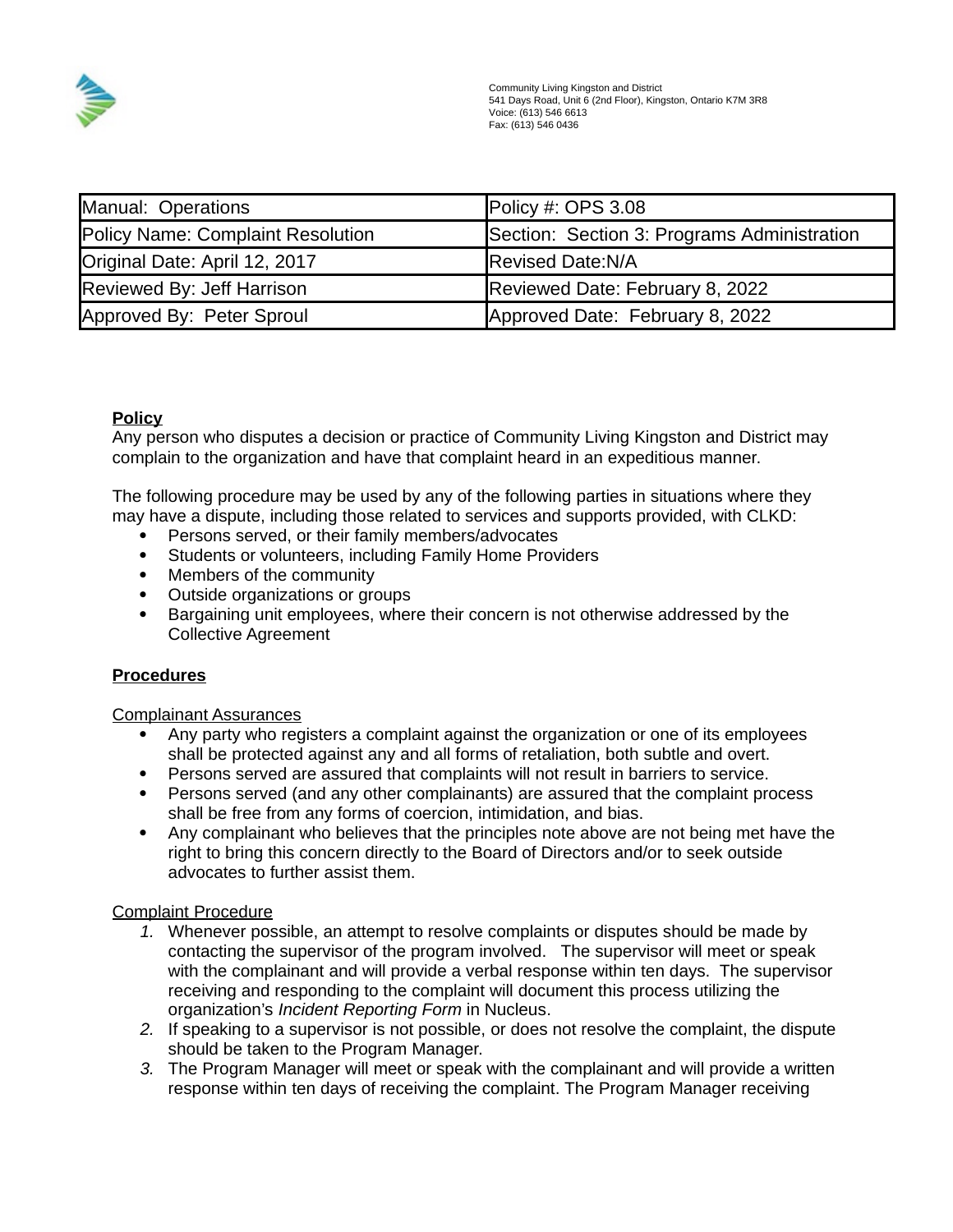Community Living Kingston and District
541 Days Road, Unit 6 (2nd Floor), Kingston, Ontario K7M 3R8
Voice: (613) 546 6613
Fax: (613) 546 0436

| Manual: Operations | Policy #: OPS 3.08 |
|---|---|
| Policy Name: Complaint Resolution | Section: Section 3: Programs Administration |
| Original Date: April 12, 2017 | Revised Date:N/A |
| Reviewed By: Jeff Harrison | Reviewed Date: February 8, 2022 |
| Approved By: Peter Sproul | Approved Date: February 8, 2022 |

## Policy

Any person who disputes a decision or practice of Community Living Kingston and District may complain to the organization and have that complaint heard in an expeditious manner.

The following procedure may be used by any of the following parties in situations where they may have a dispute, including those related to services and supports provided, with CLKD:

- Persons served, or their family members/advocates
- Students or volunteers, including Family Home Providers
- Members of the community
- Outside organizations or groups
- Bargaining unit employees, where their concern is not otherwise addressed by the Collective Agreement

## Procedures

### Complainant Assurances

- Any party who registers a complaint against the organization or one of its employees shall be protected against any and all forms of retaliation, both subtle and overt.
- Persons served are assured that complaints will not result in barriers to service.
- Persons served (and any other complainants) are assured that the complaint process shall be free from any forms of coercion, intimidation, and bias.
- Any complainant who believes that the principles note above are not being met have the right to bring this concern directly to the Board of Directors and/or to seek outside advocates to further assist them.

### Complaint Procedure

1. Whenever possible, an attempt to resolve complaints or disputes should be made by contacting the supervisor of the program involved. The supervisor will meet or speak with the complainant and will provide a verbal response within ten days. The supervisor receiving and responding to the complaint will document this process utilizing the organization's *Incident Reporting Form* in Nucleus.
2. If speaking to a supervisor is not possible, or does not resolve the complaint, the dispute should be taken to the Program Manager.
3. The Program Manager will meet or speak with the complainant and will provide a written response within ten days of receiving the complaint. The Program Manager receiving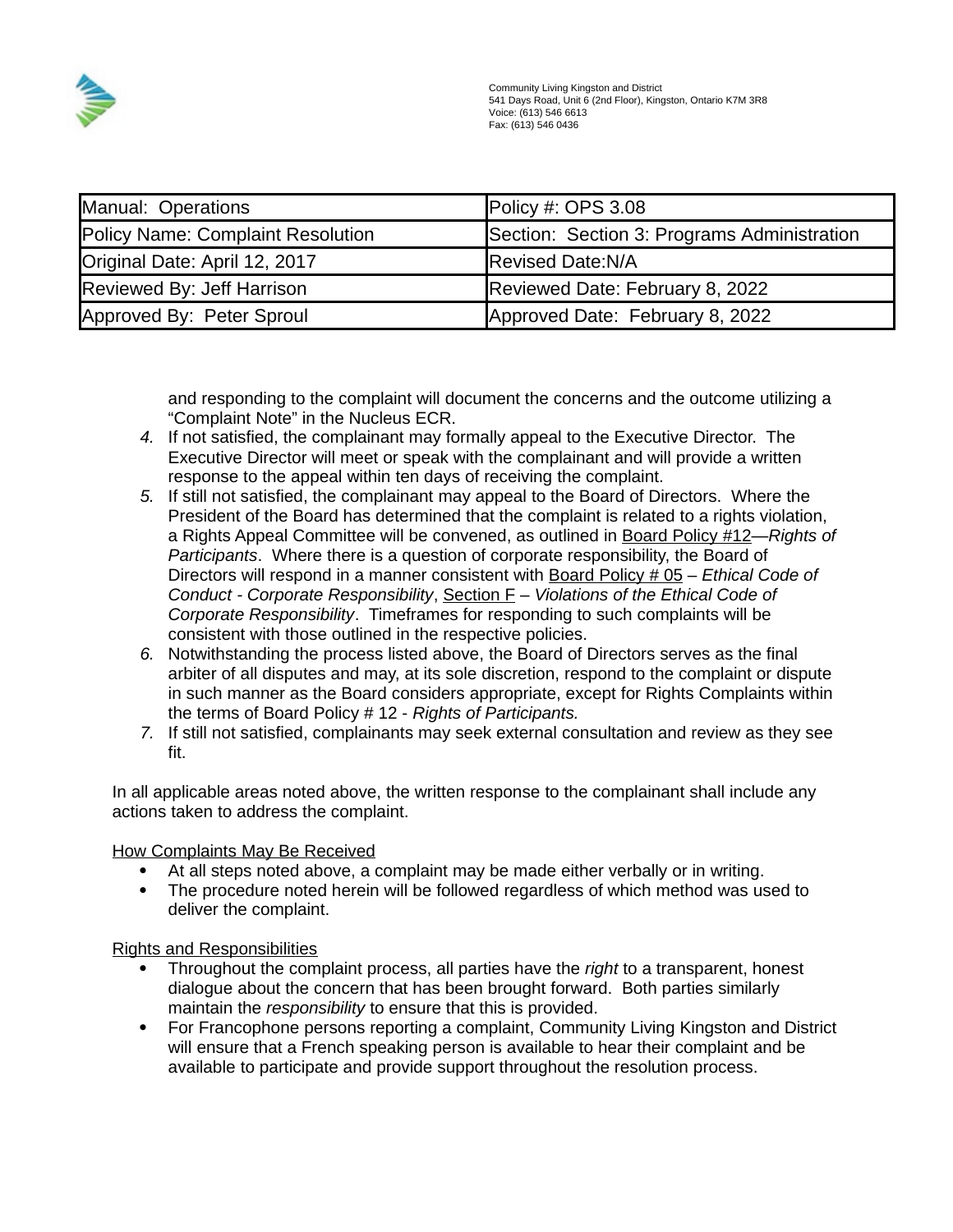| Manual: Operations | Policy #: OPS 3.08 |
| --- | --- |
| Policy Name: Complaint Resolution | Section: Section 3: Programs Administration |
| Original Date: April 12, 2017 | Revised Date:N/A |
| Reviewed By: Jeff Harrison | Reviewed Date: February 8, 2022 |
| Approved By: Peter Sproul | Approved Date: February 8, 2022 |

and responding to the complaint will document the concerns and the outcome utilizing a "Complaint Note" in the Nucleus ECR.

4. If not satisfied, the complainant may formally appeal to the Executive Director. The Executive Director will meet or speak with the complainant and will provide a written response to the appeal within ten days of receiving the complaint.
5. If still not satisfied, the complainant may appeal to the Board of Directors. Where the President of the Board has determined that the complaint is related to a rights violation, a Rights Appeal Committee will be convened, as outlined in Board Policy #12—*Rights of Participants*. Where there is a question of corporate responsibility, the Board of Directors will respond in a manner consistent with Board Policy # 05 – *Ethical Code of Conduct - Corporate Responsibility*, Section F – *Violations of the Ethical Code of Corporate Responsibility*. Timeframes for responding to such complaints will be consistent with those outlined in the respective policies.
6. Notwithstanding the process listed above, the Board of Directors serves as the final arbiter of all disputes and may, at its sole discretion, respond to the complaint or dispute in such manner as the Board considers appropriate, except for Rights Complaints within the terms of Board Policy # 12 - *Rights of Participants.*
7. If still not satisfied, complainants may seek external consultation and review as they see fit.

In all applicable areas noted above, the written response to the complainant shall include any actions taken to address the complaint.

How Complaints May Be Received

- At all steps noted above, a complaint may be made either verbally or in writing.
- The procedure noted herein will be followed regardless of which method was used to deliver the complaint.

Rights and Responsibilities

- Throughout the complaint process, all parties have the *right* to a transparent, honest dialogue about the concern that has been brought forward. Both parties similarly maintain the *responsibility* to ensure that this is provided.
- For Francophone persons reporting a complaint, Community Living Kingston and District will ensure that a French speaking person is available to hear their complaint and be available to participate and provide support throughout the resolution process.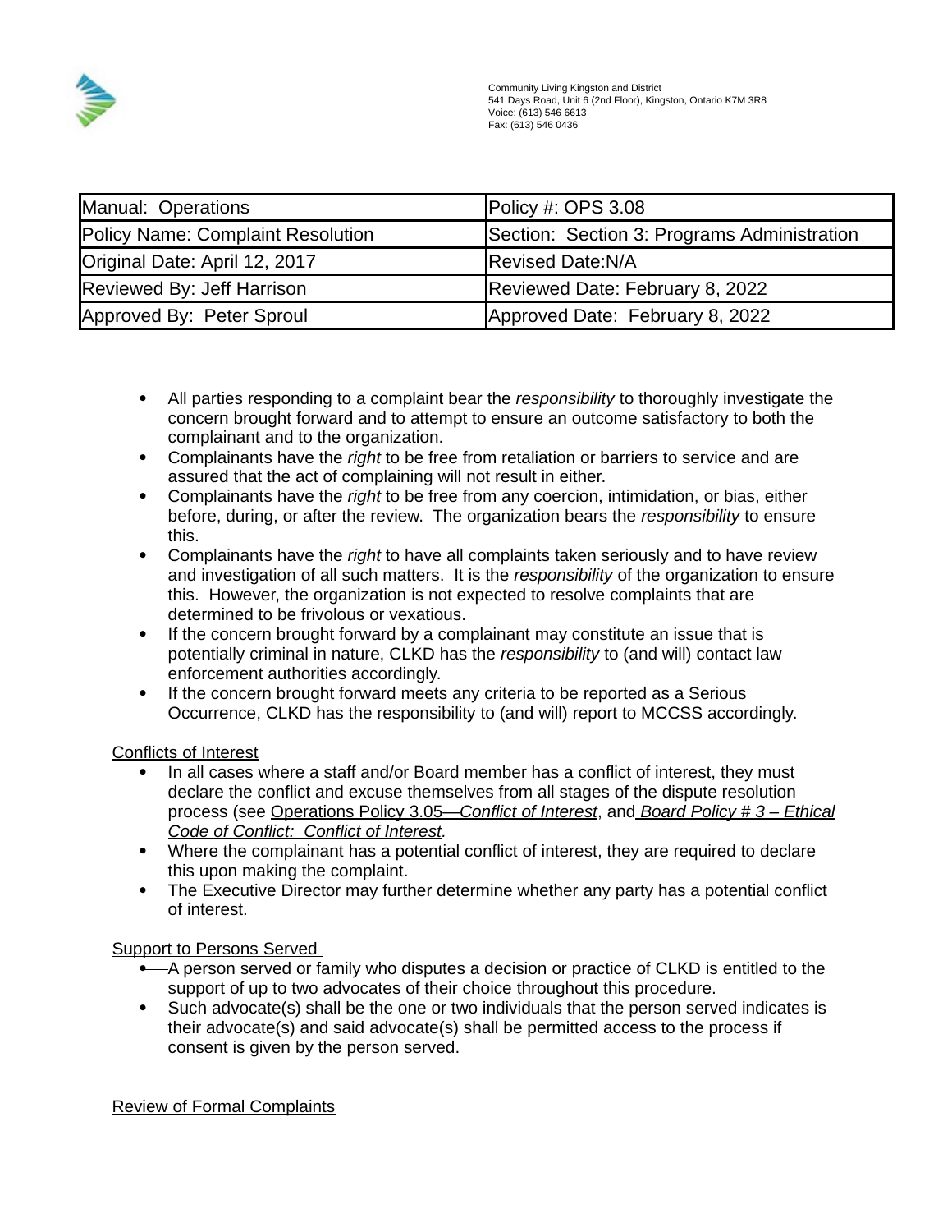Community Living Kingston and District
541 Days Road, Unit 6 (2nd Floor), Kingston, Ontario K7M 3R8
Voice: (613) 546 6613
Fax: (613) 546 0436

| Manual: Operations | Policy #: OPS 3.08 |
|---|---|
| Policy Name: Complaint Resolution | Section: Section 3: Programs Administration |
| Original Date: April 12, 2017 | Revised Date:N/A |
| Reviewed By: Jeff Harrison | Reviewed Date: February 8, 2022 |
| Approved By: Peter Sproul | Approved Date: February 8, 2022 |

- All parties responding to a complaint bear the *responsibility* to thoroughly investigate the concern brought forward and to attempt to ensure an outcome satisfactory to both the complainant and to the organization.
- Complainants have the *right* to be free from retaliation or barriers to service and are assured that the act of complaining will not result in either.
- Complainants have the *right* to be free from any coercion, intimidation, or bias, either before, during, or after the review. The organization bears the *responsibility* to ensure this.
- Complainants have the *right* to have all complaints taken seriously and to have review and investigation of all such matters. It is the *responsibility* of the organization to ensure this. However, the organization is not expected to resolve complaints that are determined to be frivolous or vexatious.
- If the concern brought forward by a complainant may constitute an issue that is potentially criminal in nature, CLKD has the *responsibility* to (and will) contact law enforcement authorities accordingly.
- If the concern brought forward meets any criteria to be reported as a Serious Occurrence, CLKD has the responsibility to (and will) report to MCCSS accordingly.

Conflicts of Interest

- In all cases where a staff and/or Board member has a conflict of interest, they must declare the conflict and excuse themselves from all stages of the dispute resolution process (see Operations Policy 3.05—*Conflict of Interest*, and *Board Policy # 3 – Ethical Code of Conflict: Conflict of Interest*.
- Where the complainant has a potential conflict of interest, they are required to declare this upon making the complaint.
- The Executive Director may further determine whether any party has a potential conflict of interest.

Support to Persons Served

- A person served or family who disputes a decision or practice of CLKD is entitled to the support of up to two advocates of their choice throughout this procedure.
- Such advocate(s) shall be the one or two individuals that the person served indicates is their advocate(s) and said advocate(s) shall be permitted access to the process if consent is given by the person served.

Review of Formal Complaints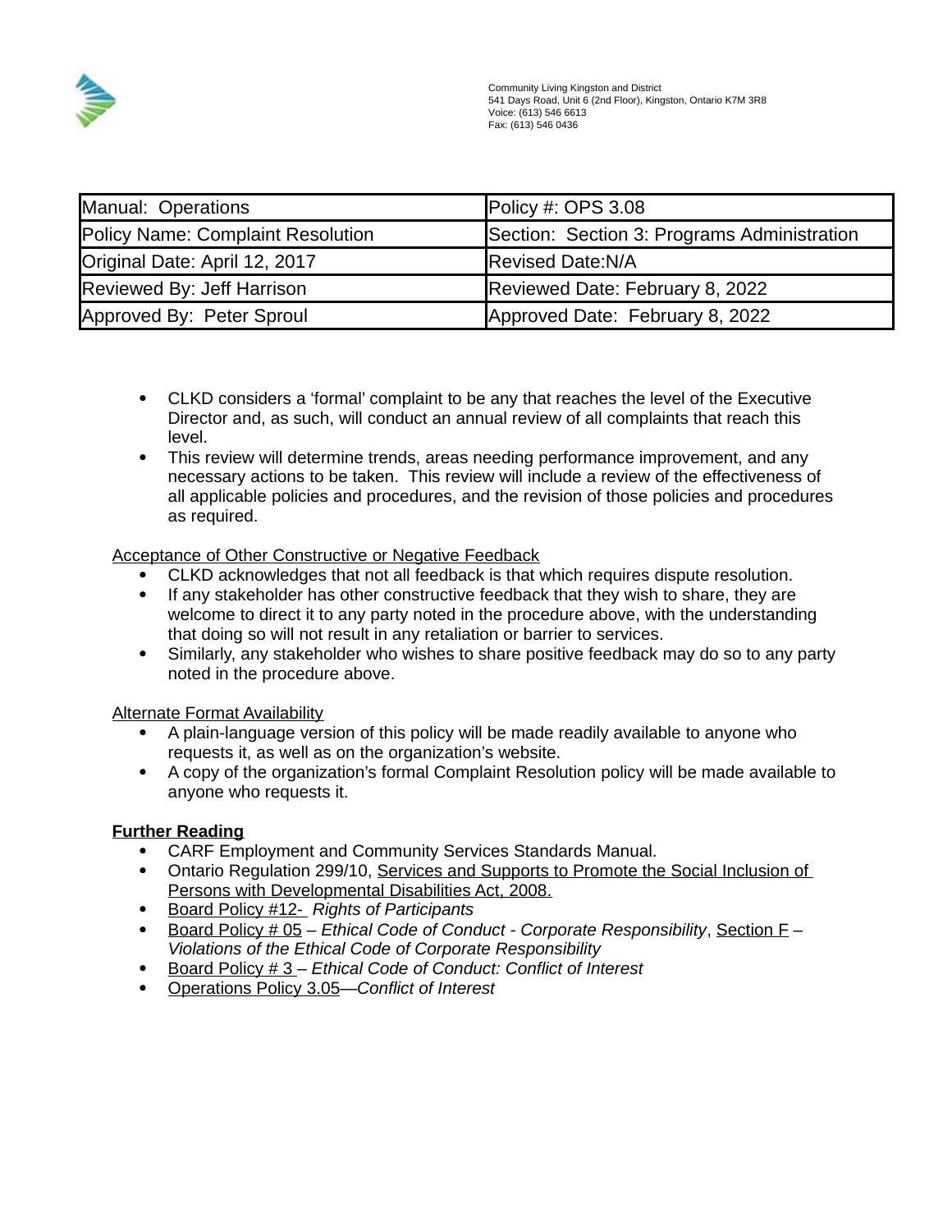Community Living Kingston and District
541 Days Road, Unit 6 (2nd Floor), Kingston, Ontario K7M 3R8
Voice: (613) 546 6613
Fax: (613) 546 0436

| | |
|---|---|
| Manual: Operations | Policy #: OPS 3.08 |
| Policy Name: Complaint Resolution | Section: Section 3: Programs Administration |
| Original Date: April 12, 2017 | Revised Date:N/A |
| Reviewed By: Jeff Harrison | Reviewed Date: February 8, 2022 |
| Approved By: Peter Sproul | Approved Date: February 8, 2022 |

- CLKD considers a 'formal' complaint to be any that reaches the level of the Executive Director and, as such, will conduct an annual review of all complaints that reach this level.
- This review will determine trends, areas needing performance improvement, and any necessary actions to be taken. This review will include a review of the effectiveness of all applicable policies and procedures, and the revision of those policies and procedures as required.

Acceptance of Other Constructive or Negative Feedback

- CLKD acknowledges that not all feedback is that which requires dispute resolution.
- If any stakeholder has other constructive feedback that they wish to share, they are welcome to direct it to any party noted in the procedure above, with the understanding that doing so will not result in any retaliation or barrier to services.
- Similarly, any stakeholder who wishes to share positive feedback may do so to any party noted in the procedure above.

Alternate Format Availability

- A plain-language version of this policy will be made readily available to anyone who requests it, as well as on the organization's website.
- A copy of the organization's formal Complaint Resolution policy will be made available to anyone who requests it.

**Further Reading**

- CARF Employment and Community Services Standards Manual.
- Ontario Regulation 299/10, Services and Supports to Promote the Social Inclusion of Persons with Developmental Disabilities Act, 2008.
- Board Policy #12- *Rights of Participants*
- Board Policy # 05 – *Ethical Code of Conduct - Corporate Responsibility*, Section F – *Violations of the Ethical Code of Corporate Responsibility*
- Board Policy # 3 – *Ethical Code of Conduct: Conflict of Interest*
- Operations Policy 3.05—*Conflict of Interest*